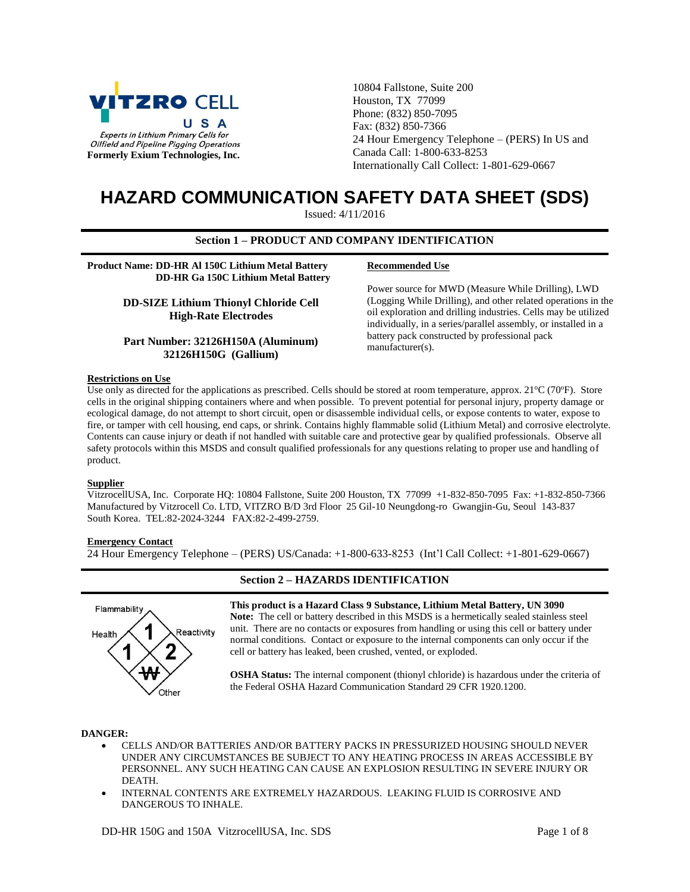**VITZRO CELL USA**
*Experts in Lithium Primary Cells for Oilfield and Pipeline Pigging Operations*
**Formerly Exium Technologies, Inc.**

10804 Fallstone, Suite 200
Houston, TX 77099
Phone: (832) 850-7095
Fax: (832) 850-7366
24 Hour Emergency Telephone – (PERS) In US and Canada Call: 1-800-633-8253
Internationally Call Collect: 1-801-629-0667

# HAZARD COMMUNICATION SAFETY DATA SHEET (SDS)

Issued: 4/11/2016

## Section 1 – PRODUCT AND COMPANY IDENTIFICATION

**Product Name: DD-HR Al 150C Lithium Metal Battery**
**DD-HR Ga 150C Lithium Metal Battery**

**DD-SIZE Lithium Thionyl Chloride Cell**
**High-Rate Electrodes**

**Part Number: 32126H150A (Aluminum)**
**32126H150G (Gallium)**

**Recommended Use**

Power source for MWD (Measure While Drilling), LWD (Logging While Drilling), and other related operations in the oil exploration and drilling industries. Cells may be utilized individually, in a series/parallel assembly, or installed in a battery pack constructed by professional pack manufacturer(s).

**Restrictions on Use**

Use only as directed for the applications as prescribed. Cells should be stored at room temperature, approx. 21ºC (70ºF). Store cells in the original shipping containers where and when possible. To prevent potential for personal injury, property damage or ecological damage, do not attempt to short circuit, open or disassemble individual cells, or expose contents to water, expose to fire, or tamper with cell housing, end caps, or shrink. Contains highly flammable solid (Lithium Metal) and corrosive electrolyte. Contents can cause injury or death if not handled with suitable care and protective gear by qualified professionals. Observe all safety protocols within this MSDS and consult qualified professionals for any questions relating to proper use and handling of product.

**Supplier**

VitzrocellUSA, Inc. Corporate HQ: 10804 Fallstone, Suite 200 Houston, TX 77099 +1-832-850-7095 Fax: +1-832-850-7366
Manufactured by Vitzrocell Co. LTD, VITZRO B/D 3rd Floor 25 Gil-10 Neungdong-ro Gwangjin-Gu, Seoul 143-837 South Korea. TEL:82-2024-3244 FAX:82-2-499-2759.

**Emergency Contact**

24 Hour Emergency Telephone – (PERS) US/Canada: +1-800-633-8253 (Int'l Call Collect: +1-801-629-0667)

## Section 2 – HAZARDS IDENTIFICATION

| Flammability | Health | Reactivity | Other |
|---|---|---|---|
| 1 | 1 | 2 | W (crossed out) |

**This product is a Hazard Class 9 Substance, Lithium Metal Battery, UN 3090**
**Note:** The cell or battery described in this MSDS is a hermetically sealed stainless steel unit. There are no contacts or exposures from handling or using this cell or battery under normal conditions. Contact or exposure to the internal components can only occur if the cell or battery has leaked, been crushed, vented, or exploded.

**OSHA Status:** The internal component (thionyl chloride) is hazardous under the criteria of the Federal OSHA Hazard Communication Standard 29 CFR 1920.1200.

**DANGER:**

- CELLS AND/OR BATTERIES AND/OR BATTERY PACKS IN PRESSURIZED HOUSING SHOULD NEVER UNDER ANY CIRCUMSTANCES BE SUBJECT TO ANY HEATING PROCESS IN AREAS ACCESSIBLE BY PERSONNEL. ANY SUCH HEATING CAN CAUSE AN EXPLOSION RESULTING IN SEVERE INJURY OR DEATH.
- INTERNAL CONTENTS ARE EXTREMELY HAZARDOUS. LEAKING FLUID IS CORROSIVE AND DANGEROUS TO INHALE.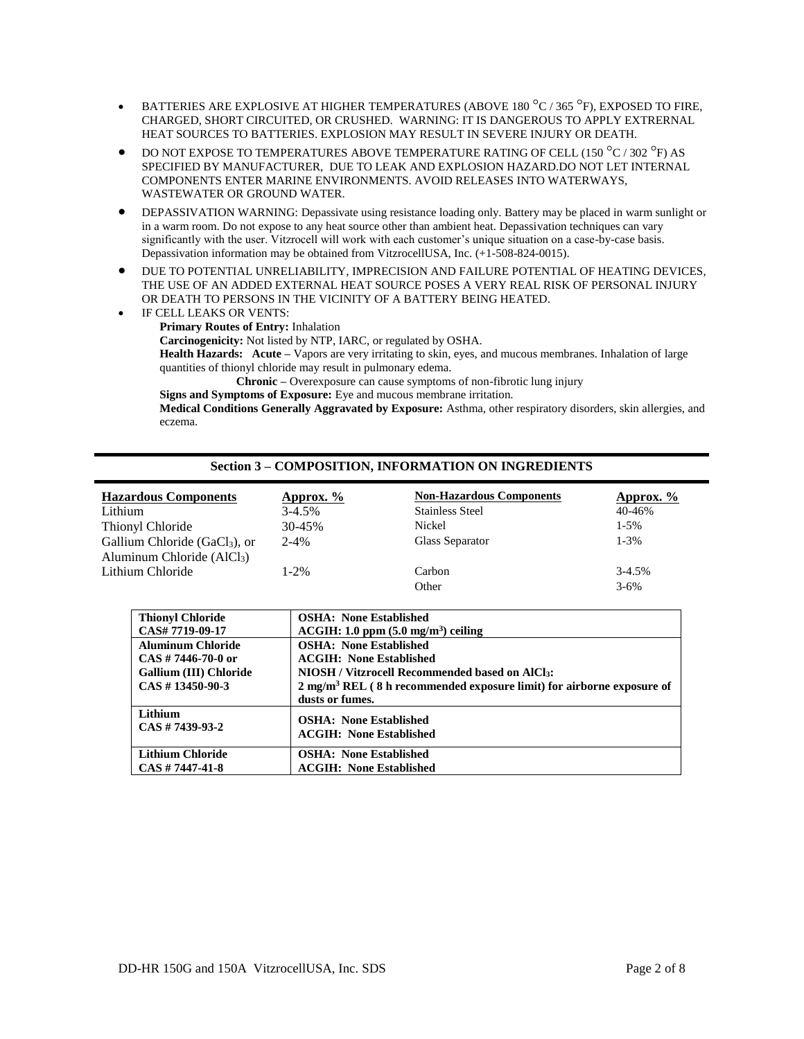- BATTERIES ARE EXPLOSIVE AT HIGHER TEMPERATURES (ABOVE 180 °C / 365 °F), EXPOSED TO FIRE, CHARGED, SHORT CIRCUITED, OR CRUSHED. WARNING: IT IS DANGEROUS TO APPLY EXTRERNAL HEAT SOURCES TO BATTERIES. EXPLOSION MAY RESULT IN SEVERE INJURY OR DEATH.
- DO NOT EXPOSE TO TEMPERATURES ABOVE TEMPERATURE RATING OF CELL (150 °C / 302 °F) AS SPECIFIED BY MANUFACTURER, DUE TO LEAK AND EXPLOSION HAZARD.DO NOT LET INTERNAL COMPONENTS ENTER MARINE ENVIRONMENTS. AVOID RELEASES INTO WATERWAYS, WASTEWATER OR GROUND WATER.
- DEPASSIVATION WARNING: Depassivate using resistance loading only. Battery may be placed in warm sunlight or in a warm room. Do not expose to any heat source other than ambient heat. Depassivation techniques can vary significantly with the user. Vitzrocell will work with each customer's unique situation on a case-by-case basis. Depassivation information may be obtained from VitzrocellUSA, Inc. (+1-508-824-0015).
- DUE TO POTENTIAL UNRELIABILITY, IMPRECISION AND FAILURE POTENTIAL OF HEATING DEVICES, THE USE OF AN ADDED EXTERNAL HEAT SOURCE POSES A VERY REAL RISK OF PERSONAL INJURY OR DEATH TO PERSONS IN THE VICINITY OF A BATTERY BEING HEATED.
- IF CELL LEAKS OR VENTS:

  **Primary Routes of Entry:** Inhalation

  **Carcinogenicity:** Not listed by NTP, IARC, or regulated by OSHA.

  **Health Hazards: Acute –** Vapors are very irritating to skin, eyes, and mucous membranes. Inhalation of large quantities of thionyl chloride may result in pulmonary edema.

  **Chronic –** Overexposure can cause symptoms of non-fibrotic lung injury

  **Signs and Symptoms of Exposure:** Eye and mucous membrane irritation.

  **Medical Conditions Generally Aggravated by Exposure:** Asthma, other respiratory disorders, skin allergies, and eczema.

## Section 3 – COMPOSITION, INFORMATION ON INGREDIENTS

| Hazardous Components | Approx. % | Non-Hazardous Components | Approx. % |
|---|---|---|---|
| Lithium | 3-4.5% | Stainless Steel | 40-46% |
| Thionyl Chloride | 30-45% | Nickel | 1-5% |
| Gallium Chloride ($GaCl_3$), or Aluminum Chloride ($AlCl_3$) | 2-4% | Glass Separator | 1-3% |
| Lithium Chloride | 1-2% | Carbon | 3-4.5% |
| | | Other | 3-6% |

| Component | Exposure Limits |
|---|---|
| **Thionyl Chloride CAS# 7719-09-17** | **OSHA: None Established**<br>**ACGIH: 1.0 ppm (5.0 mg/m³) ceiling** |
| **Aluminum Chloride CAS # 7446-70-0 or Gallium (III) Chloride CAS # 13450-90-3** | **OSHA: None Established**<br>**ACGIH: None Established**<br>**NIOSH / Vitzrocell Recommended based on $AlCl_3$:**<br>**2 mg/m³ REL ( 8 h recommended exposure limit) for airborne exposure of dusts or fumes.** |
| **Lithium CAS # 7439-93-2** | **OSHA: None Established**<br>**ACGIH: None Established** |
| **Lithium Chloride CAS # 7447-41-8** | **OSHA: None Established**<br>**ACGIH: None Established** |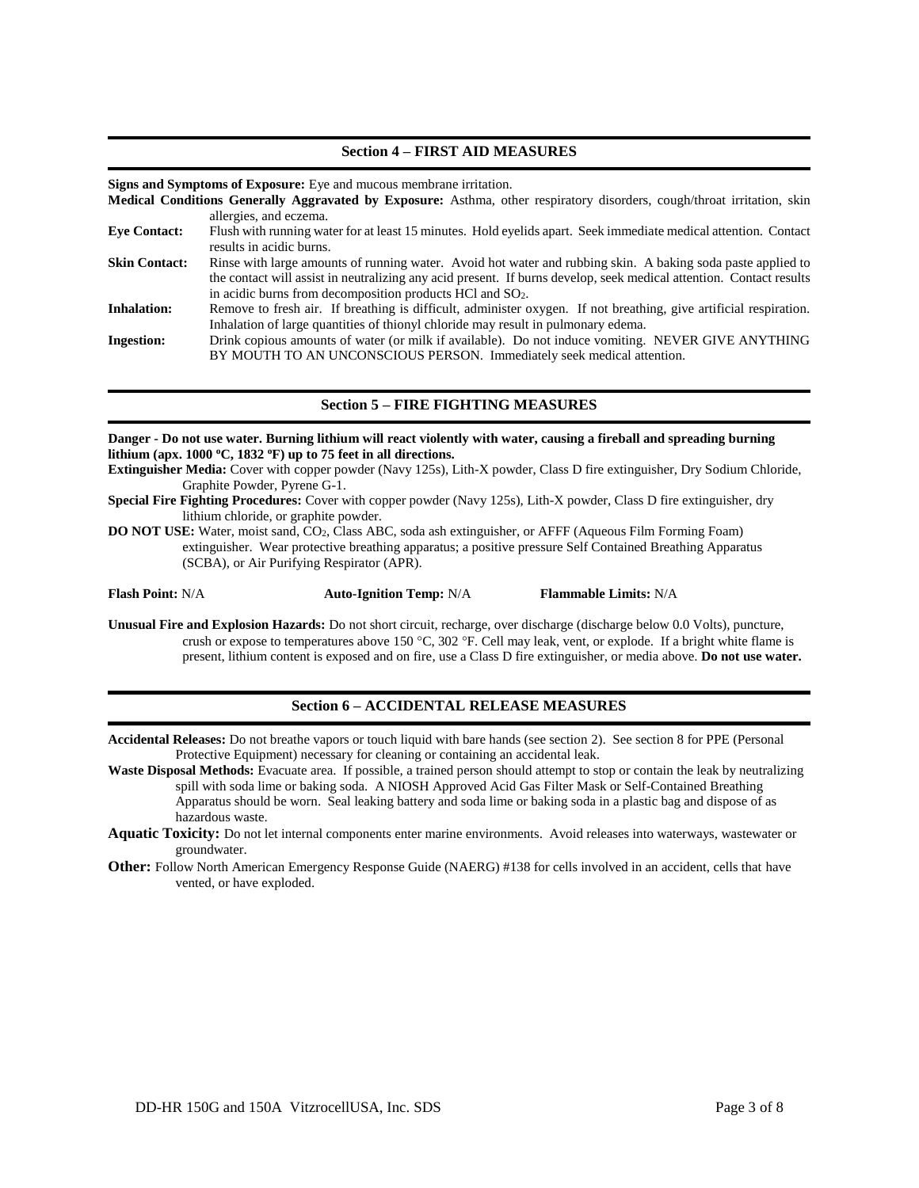## Section 4 – FIRST AID MEASURES

**Signs and Symptoms of Exposure:** Eye and mucous membrane irritation.

**Medical Conditions Generally Aggravated by Exposure:** Asthma, other respiratory disorders, cough/throat irritation, skin allergies, and eczema.

**Eye Contact:** Flush with running water for at least 15 minutes. Hold eyelids apart. Seek immediate medical attention. Contact results in acidic burns.

**Skin Contact:** Rinse with large amounts of running water. Avoid hot water and rubbing skin. A baking soda paste applied to the contact will assist in neutralizing any acid present. If burns develop, seek medical attention. Contact results in acidic burns from decomposition products HCl and $SO_2$.

**Inhalation:** Remove to fresh air. If breathing is difficult, administer oxygen. If not breathing, give artificial respiration. Inhalation of large quantities of thionyl chloride may result in pulmonary edema.

**Ingestion:** Drink copious amounts of water (or milk if available). Do not induce vomiting. NEVER GIVE ANYTHING BY MOUTH TO AN UNCONSCIOUS PERSON. Immediately seek medical attention.

## Section 5 – FIRE FIGHTING MEASURES

**Danger - Do not use water. Burning lithium will react violently with water, causing a fireball and spreading burning lithium (apx. 1000 ºC, 1832 ºF) up to 75 feet in all directions.**

**Extinguisher Media:** Cover with copper powder (Navy 125s), Lith-X powder, Class D fire extinguisher, Dry Sodium Chloride, Graphite Powder, Pyrene G-1.

**Special Fire Fighting Procedures:** Cover with copper powder (Navy 125s), Lith-X powder, Class D fire extinguisher, dry lithium chloride, or graphite powder.

**DO NOT USE:** Water, moist sand, $CO_2$, Class ABC, soda ash extinguisher, or AFFF (Aqueous Film Forming Foam) extinguisher. Wear protective breathing apparatus; a positive pressure Self Contained Breathing Apparatus (SCBA), or Air Purifying Respirator (APR).

**Flash Point:** N/A **Auto-Ignition Temp:** N/A **Flammable Limits:** N/A

**Unusual Fire and Explosion Hazards:** Do not short circuit, recharge, over discharge (discharge below 0.0 Volts), puncture, crush or expose to temperatures above 150 °C, 302 °F. Cell may leak, vent, or explode. If a bright white flame is present, lithium content is exposed and on fire, use a Class D fire extinguisher, or media above. **Do not use water.**

## Section 6 – ACCIDENTAL RELEASE MEASURES

**Accidental Releases:** Do not breathe vapors or touch liquid with bare hands (see section 2). See section 8 for PPE (Personal Protective Equipment) necessary for cleaning or containing an accidental leak.

**Waste Disposal Methods:** Evacuate area. If possible, a trained person should attempt to stop or contain the leak by neutralizing spill with soda lime or baking soda. A NIOSH Approved Acid Gas Filter Mask or Self-Contained Breathing Apparatus should be worn. Seal leaking battery and soda lime or baking soda in a plastic bag and dispose of as hazardous waste.

**Aquatic Toxicity:** Do not let internal components enter marine environments. Avoid releases into waterways, wastewater or groundwater.

**Other:** Follow North American Emergency Response Guide (NAERG) #138 for cells involved in an accident, cells that have vented, or have exploded.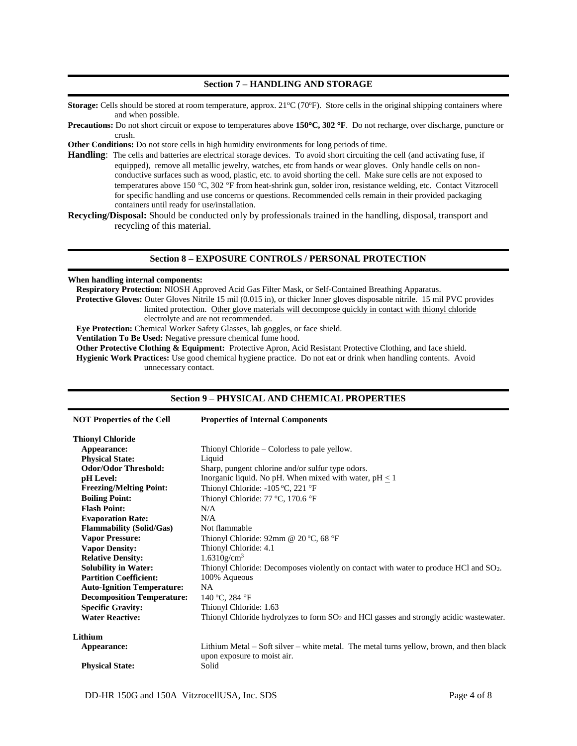## Section 7 – HANDLING AND STORAGE

**Storage:** Cells should be stored at room temperature, approx. 21ºC (70ºF). Store cells in the original shipping containers where and when possible.

**Precautions:** Do not short circuit or expose to temperatures above **150°C, 302 °F**. Do not recharge, over discharge, puncture or crush.

**Other Conditions:** Do not store cells in high humidity environments for long periods of time.

**Handling**: The cells and batteries are electrical storage devices. To avoid short circuiting the cell (and activating fuse, if equipped), remove all metallic jewelry, watches, etc from hands or wear gloves. Only handle cells on non-conductive surfaces such as wood, plastic, etc. to avoid shorting the cell. Make sure cells are not exposed to temperatures above 150 °C, 302 °F from heat-shrink gun, solder iron, resistance welding, etc. Contact Vitzrocell for specific handling and use concerns or questions. Recommended cells remain in their provided packaging containers until ready for use/installation.

**Recycling/Disposal:** Should be conducted only by professionals trained in the handling, disposal, transport and recycling of this material.

## Section 8 – EXPOSURE CONTROLS / PERSONAL PROTECTION

**When handling internal components:**

**Respiratory Protection:** NIOSH Approved Acid Gas Filter Mask, or Self-Contained Breathing Apparatus.

**Protective Gloves:** Outer Gloves Nitrile 15 mil (0.015 in), or thicker Inner gloves disposable nitrile. 15 mil PVC provides limited protection. Other glove materials will decompose quickly in contact with thionyl chloride electrolyte and are not recommended.

**Eye Protection:** Chemical Worker Safety Glasses, lab goggles, or face shield.

**Ventilation To Be Used:** Negative pressure chemical fume hood.

**Other Protective Clothing & Equipment:** Protective Apron, Acid Resistant Protective Clothing, and face shield.

**Hygienic Work Practices:** Use good chemical hygiene practice. Do not eat or drink when handling contents. Avoid unnecessary contact.

## Section 9 – PHYSICAL AND CHEMICAL PROPERTIES

| NOT Properties of the Cell | Properties of Internal Components |
|---|---|
| **Thionyl Chloride** | |
| **Appearance:** | Thionyl Chloride – Colorless to pale yellow. |
| **Physical State:** | Liquid |
| **Odor/Odor Threshold:** | Sharp, pungent chlorine and/or sulfur type odors. |
| **pH Level:** | Inorganic liquid. No pH. When mixed with water, pH $\leq$ 1 |
| **Freezing/Melting Point:** | Thionyl Chloride: -105 ºC, 221 °F |
| **Boiling Point:** | Thionyl Chloride: 77 ºC, 170.6 °F |
| **Flash Point:** | N/A |
| **Evaporation Rate:** | N/A |
| **Flammability (Solid/Gas)** | Not flammable |
| **Vapor Pressure:** | Thionyl Chloride: 92mm @ 20 ºC, 68 °F |
| **Vapor Density:** | Thionyl Chloride: 4.1 |
| **Relative Density:** | 1.6310g/cm$^3$ |
| **Solubility in Water:** | Thionyl Chloride: Decomposes violently on contact with water to produce HCl and $SO_2$. |
| **Partition Coefficient:** | 100% Aqueous |
| **Auto-Ignition Temperature:** | NA |
| **Decomposition Temperature:** | 140 ºC, 284 °F |
| **Specific Gravity:** | Thionyl Chloride: 1.63 |
| **Water Reactive:** | Thionyl Chloride hydrolyzes to form $SO_2$ and HCl gasses and strongly acidic wastewater. |
| **Lithium** | |
| **Appearance:** | Lithium Metal – Soft silver – white metal. The metal turns yellow, brown, and then black upon exposure to moist air. |
| **Physical State:** | Solid |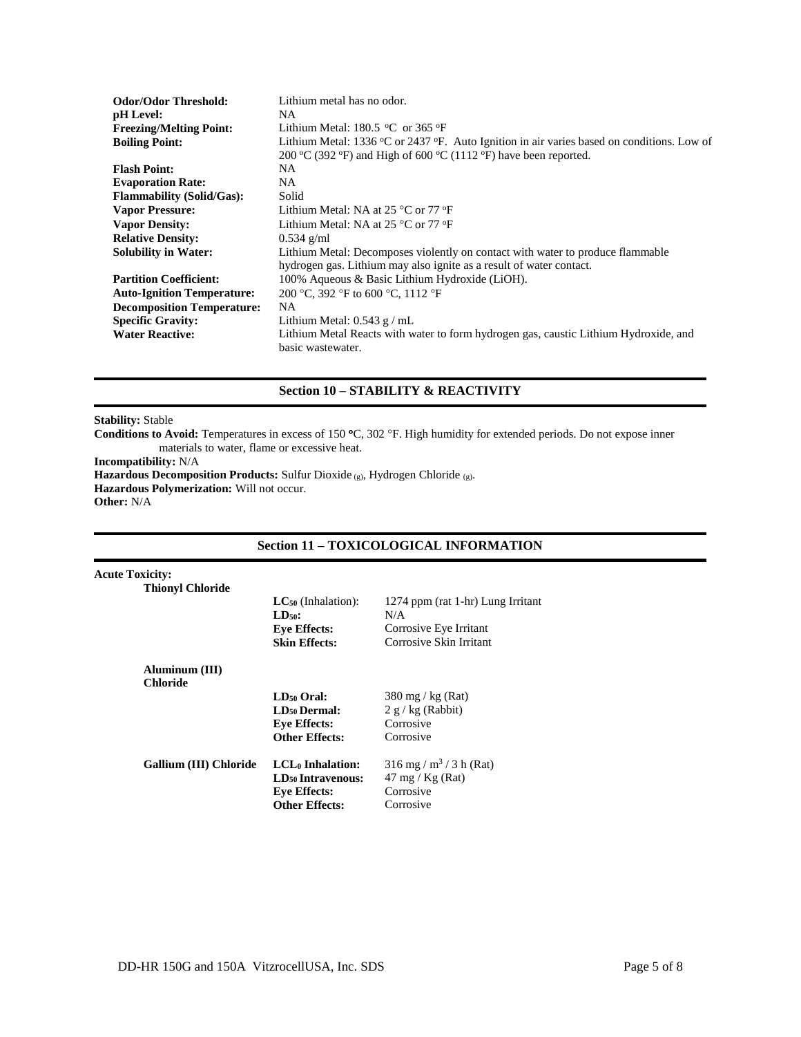| | |
|---|---|
| **Odor/Odor Threshold:** | Lithium metal has no odor. |
| **pH Level:** | NA |
| **Freezing/Melting Point:** | Lithium Metal: 180.5 °C or 365 °F |
| **Boiling Point:** | Lithium Metal: 1336 °C or 2437 °F. Auto Ignition in air varies based on conditions. Low of 200 °C (392 °F) and High of 600 °C (1112 °F) have been reported. |
| **Flash Point:** | NA |
| **Evaporation Rate:** | NA |
| **Flammability (Solid/Gas):** | Solid |
| **Vapor Pressure:** | Lithium Metal: NA at 25 °C or 77 °F |
| **Vapor Density:** | Lithium Metal: NA at 25 °C or 77 °F |
| **Relative Density:** | 0.534 g/ml |
| **Solubility in Water:** | Lithium Metal: Decomposes violently on contact with water to produce flammable hydrogen gas. Lithium may also ignite as a result of water contact. |
| **Partition Coefficient:** | 100% Aqueous & Basic Lithium Hydroxide (LiOH). |
| **Auto-Ignition Temperature:** | 200 °C, 392 °F to 600 °C, 1112 °F |
| **Decomposition Temperature:** | NA |
| **Specific Gravity:** | Lithium Metal: 0.543 g / mL |
| **Water Reactive:** | Lithium Metal Reacts with water to form hydrogen gas, caustic Lithium Hydroxide, and basic wastewater. |

## Section 10 – STABILITY & REACTIVITY

**Stability:** Stable

**Conditions to Avoid:** Temperatures in excess of 150 °C, 302 °F. High humidity for extended periods. Do not expose inner materials to water, flame or excessive heat.

**Incompatibility:** N/A

**Hazardous Decomposition Products:** Sulfur Dioxide $_{(g)}$, Hydrogen Chloride $_{(g)}$.

**Hazardous Polymerization:** Will not occur.

**Other:** N/A

## Section 11 – TOXICOLOGICAL INFORMATION

**Acute Toxicity:**

| Substance | Property | Value |
|---|---|---|
| **Thionyl Chloride** | **$LC_{50}$** (Inhalation): | 1274 ppm (rat 1-hr) Lung Irritant |
| | **$LD_{50}$:** | N/A |
| | **Eye Effects:** | Corrosive Eye Irritant |
| | **Skin Effects:** | Corrosive Skin Irritant |
| **Aluminum (III) Chloride** | **$LD_{50}$ Oral:** | 380 mg / kg (Rat) |
| | **$LD_{50}$ Dermal:** | 2 g / kg (Rabbit) |
| | **Eye Effects:** | Corrosive |
| | **Other Effects:** | Corrosive |
| **Gallium (III) Chloride** | **$LCL_0$ Inhalation:** | 316 mg / $m^3$ / 3 h (Rat) |
| | **$LD_{50}$ Intravenous:** | 47 mg / Kg (Rat) |
| | **Eye Effects:** | Corrosive |
| | **Other Effects:** | Corrosive |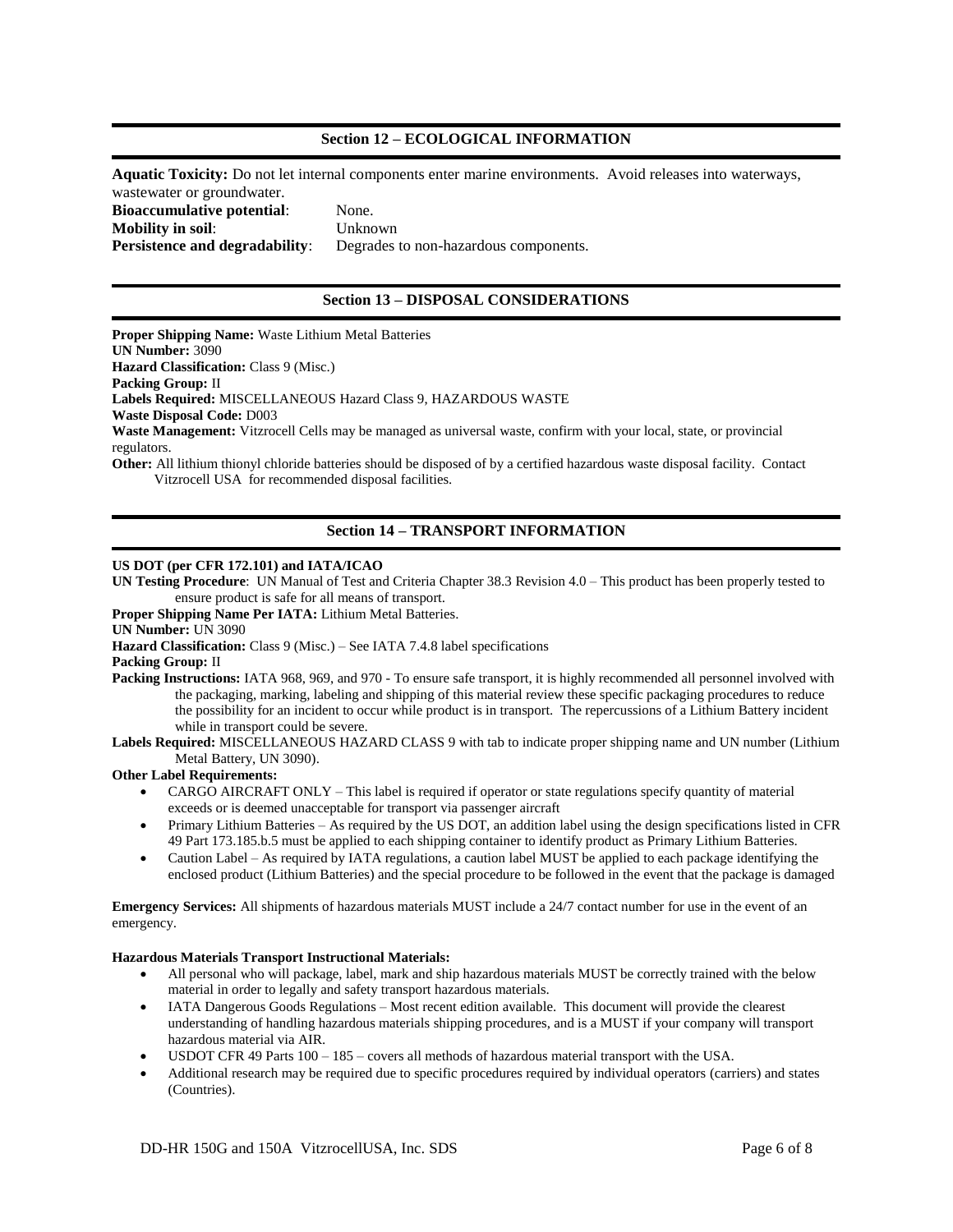## Section 12 – ECOLOGICAL INFORMATION

**Aquatic Toxicity:** Do not let internal components enter marine environments. Avoid releases into waterways, wastewater or groundwater.

**Bioaccumulative potential**: None.
**Mobility in soil**: Unknown
**Persistence and degradability**: Degrades to non-hazardous components.

## Section 13 – DISPOSAL CONSIDERATIONS

**Proper Shipping Name:** Waste Lithium Metal Batteries
**UN Number:** 3090
**Hazard Classification:** Class 9 (Misc.)
**Packing Group:** II
**Labels Required:** MISCELLANEOUS Hazard Class 9, HAZARDOUS WASTE
**Waste Disposal Code:** D003
**Waste Management:** Vitzrocell Cells may be managed as universal waste, confirm with your local, state, or provincial regulators.
**Other:** All lithium thionyl chloride batteries should be disposed of by a certified hazardous waste disposal facility. Contact Vitzrocell USA for recommended disposal facilities.

## Section 14 – TRANSPORT INFORMATION

**US DOT (per CFR 172.101) and IATA/ICAO**

**UN Testing Procedure**: UN Manual of Test and Criteria Chapter 38.3 Revision 4.0 – This product has been properly tested to ensure product is safe for all means of transport.

**Proper Shipping Name Per IATA:** Lithium Metal Batteries.

**UN Number:** UN 3090

**Hazard Classification:** Class 9 (Misc.) – See IATA 7.4.8 label specifications

**Packing Group:** II

**Packing Instructions:** IATA 968, 969, and 970 - To ensure safe transport, it is highly recommended all personnel involved with the packaging, marking, labeling and shipping of this material review these specific packaging procedures to reduce the possibility for an incident to occur while product is in transport. The repercussions of a Lithium Battery incident while in transport could be severe.

**Labels Required:** MISCELLANEOUS HAZARD CLASS 9 with tab to indicate proper shipping name and UN number (Lithium Metal Battery, UN 3090).

**Other Label Requirements:**

- CARGO AIRCRAFT ONLY – This label is required if operator or state regulations specify quantity of material exceeds or is deemed unacceptable for transport via passenger aircraft
- Primary Lithium Batteries – As required by the US DOT, an addition label using the design specifications listed in CFR 49 Part 173.185.b.5 must be applied to each shipping container to identify product as Primary Lithium Batteries.
- Caution Label – As required by IATA regulations, a caution label MUST be applied to each package identifying the enclosed product (Lithium Batteries) and the special procedure to be followed in the event that the package is damaged

**Emergency Services:** All shipments of hazardous materials MUST include a 24/7 contact number for use in the event of an emergency.

**Hazardous Materials Transport Instructional Materials:**

- All personal who will package, label, mark and ship hazardous materials MUST be correctly trained with the below material in order to legally and safety transport hazardous materials.
- IATA Dangerous Goods Regulations – Most recent edition available. This document will provide the clearest understanding of handling hazardous materials shipping procedures, and is a MUST if your company will transport hazardous material via AIR.
- USDOT CFR 49 Parts 100 – 185 – covers all methods of hazardous material transport with the USA.
- Additional research may be required due to specific procedures required by individual operators (carriers) and states (Countries).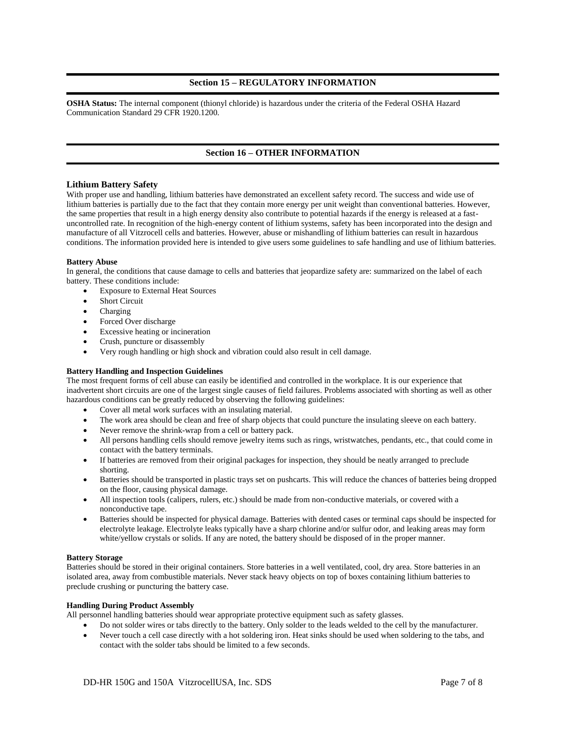## Section 15 – REGULATORY INFORMATION

**OSHA Status:** The internal component (thionyl chloride) is hazardous under the criteria of the Federal OSHA Hazard Communication Standard 29 CFR 1920.1200.

## Section 16 – OTHER INFORMATION

### Lithium Battery Safety

With proper use and handling, lithium batteries have demonstrated an excellent safety record. The success and wide use of lithium batteries is partially due to the fact that they contain more energy per unit weight than conventional batteries. However, the same properties that result in a high energy density also contribute to potential hazards if the energy is released at a fast-uncontrolled rate. In recognition of the high-energy content of lithium systems, safety has been incorporated into the design and manufacture of all Vitzrocell cells and batteries. However, abuse or mishandling of lithium batteries can result in hazardous conditions. The information provided here is intended to give users some guidelines to safe handling and use of lithium batteries.

**Battery Abuse**

In general, the conditions that cause damage to cells and batteries that jeopardize safety are: summarized on the label of each battery. These conditions include:

- Exposure to External Heat Sources
- Short Circuit
- Charging
- Forced Over discharge
- Excessive heating or incineration
- Crush, puncture or disassembly
- Very rough handling or high shock and vibration could also result in cell damage.

**Battery Handling and Inspection Guidelines**

The most frequent forms of cell abuse can easily be identified and controlled in the workplace. It is our experience that inadvertent short circuits are one of the largest single causes of field failures. Problems associated with shorting as well as other hazardous conditions can be greatly reduced by observing the following guidelines:

- Cover all metal work surfaces with an insulating material.
- The work area should be clean and free of sharp objects that could puncture the insulating sleeve on each battery.
- Never remove the shrink-wrap from a cell or battery pack.
- All persons handling cells should remove jewelry items such as rings, wristwatches, pendants, etc., that could come in contact with the battery terminals.
- If batteries are removed from their original packages for inspection, they should be neatly arranged to preclude shorting.
- Batteries should be transported in plastic trays set on pushcarts. This will reduce the chances of batteries being dropped on the floor, causing physical damage.
- All inspection tools (calipers, rulers, etc.) should be made from non-conductive materials, or covered with a nonconductive tape.
- Batteries should be inspected for physical damage. Batteries with dented cases or terminal caps should be inspected for electrolyte leakage. Electrolyte leaks typically have a sharp chlorine and/or sulfur odor, and leaking areas may form white/yellow crystals or solids. If any are noted, the battery should be disposed of in the proper manner.

**Battery Storage**

Batteries should be stored in their original containers. Store batteries in a well ventilated, cool, dry area. Store batteries in an isolated area, away from combustible materials. Never stack heavy objects on top of boxes containing lithium batteries to preclude crushing or puncturing the battery case.

**Handling During Product Assembly**

All personnel handling batteries should wear appropriate protective equipment such as safety glasses.

- Do not solder wires or tabs directly to the battery. Only solder to the leads welded to the cell by the manufacturer.
- Never touch a cell case directly with a hot soldering iron. Heat sinks should be used when soldering to the tabs, and contact with the solder tabs should be limited to a few seconds.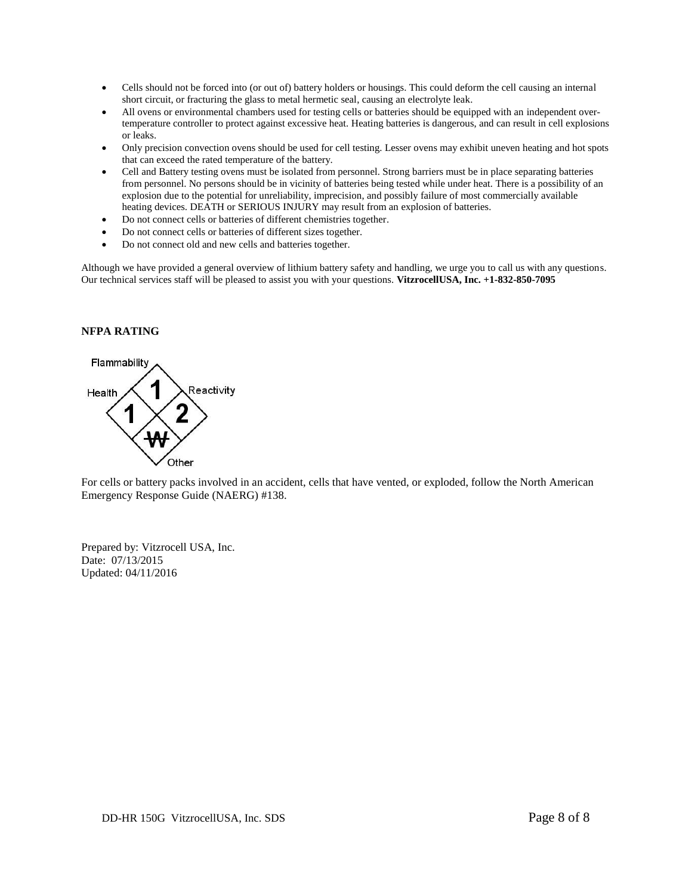- Cells should not be forced into (or out of) battery holders or housings. This could deform the cell causing an internal short circuit, or fracturing the glass to metal hermetic seal, causing an electrolyte leak.
- All ovens or environmental chambers used for testing cells or batteries should be equipped with an independent over-temperature controller to protect against excessive heat. Heating batteries is dangerous, and can result in cell explosions or leaks.
- Only precision convection ovens should be used for cell testing. Lesser ovens may exhibit uneven heating and hot spots that can exceed the rated temperature of the battery.
- Cell and Battery testing ovens must be isolated from personnel. Strong barriers must be in place separating batteries from personnel. No persons should be in vicinity of batteries being tested while under heat. There is a possibility of an explosion due to the potential for unreliability, imprecision, and possibly failure of most commercially available heating devices. DEATH or SERIOUS INJURY may result from an explosion of batteries.
- Do not connect cells or batteries of different chemistries together.
- Do not connect cells or batteries of different sizes together.
- Do not connect old and new cells and batteries together.

Although we have provided a general overview of lithium battery safety and handling, we urge you to call us with any questions. Our technical services staff will be pleased to assist you with your questions. **VitzrocellUSA, Inc. +1-832-850-7095**

**NFPA RATING**

Flammability: 1
Health: 1
Reactivity: 2
Other: W (struck through)

For cells or battery packs involved in an accident, cells that have vented, or exploded, follow the North American Emergency Response Guide (NAERG) #138.

Prepared by: Vitzrocell USA, Inc.
Date: 07/13/2015
Updated: 04/11/2016